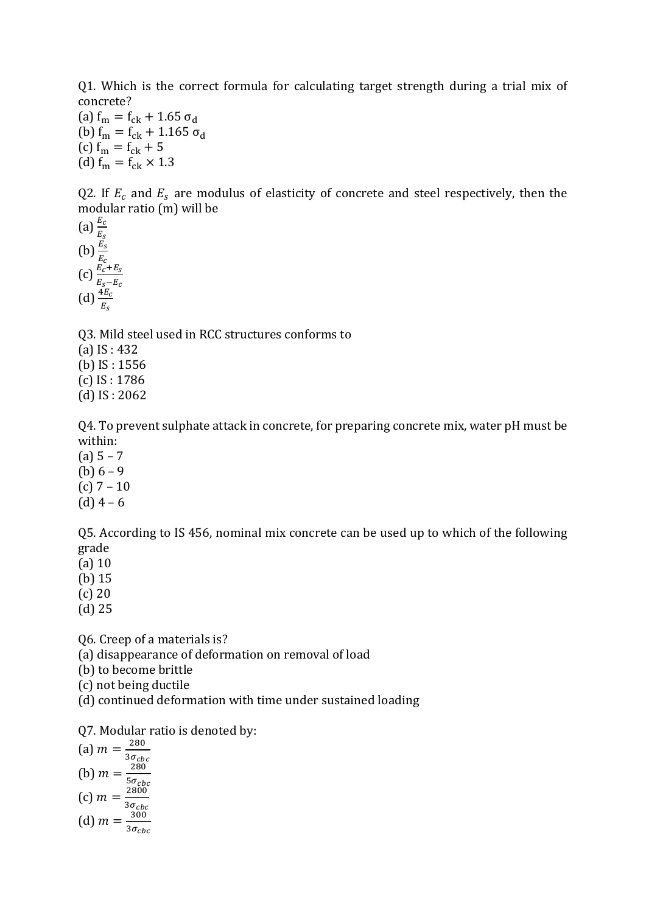Q1. Which is the correct formula for calculating target strength during a trial mix of concrete?

(a) $f_m = f_{ck} + 1.65\ \sigma_d$
(b) $f_m = f_{ck} + 1.165\ \sigma_d$
(c) $f_m = f_{ck} + 5$
(d) $f_m = f_{ck} \times 1.3$

Q2. If $E_c$ and $E_s$ are modulus of elasticity of concrete and steel respectively, then the modular ratio (m) will be

(a) $\frac{E_c}{E_s}$
(b) $\frac{E_s}{E_c}$
(c) $\frac{E_c+E_s}{E_s-E_c}$
(d) $\frac{4E_c}{E_s}$

Q3. Mild steel used in RCC structures conforms to

(a) IS : 432
(b) IS : 1556
(c) IS : 1786
(d) IS : 2062

Q4. To prevent sulphate attack in concrete, for preparing concrete mix, water pH must be within:

(a) 5 – 7
(b) 6 – 9
(c) 7 – 10
(d) 4 – 6

Q5. According to IS 456, nominal mix concrete can be used up to which of the following grade

(a) 10
(b) 15
(c) 20
(d) 25

Q6. Creep of a materials is?

(a) disappearance of deformation on removal of load
(b) to become brittle
(c) not being ductile
(d) continued deformation with time under sustained loading

Q7. Modular ratio is denoted by:

(a) $m = \frac{280}{3\sigma_{cbc}}$
(b) $m = \frac{280}{5\sigma_{cbc}}$
(c) $m = \frac{2800}{3\sigma_{cbc}}$
(d) $m = \frac{300}{3\sigma_{cbc}}$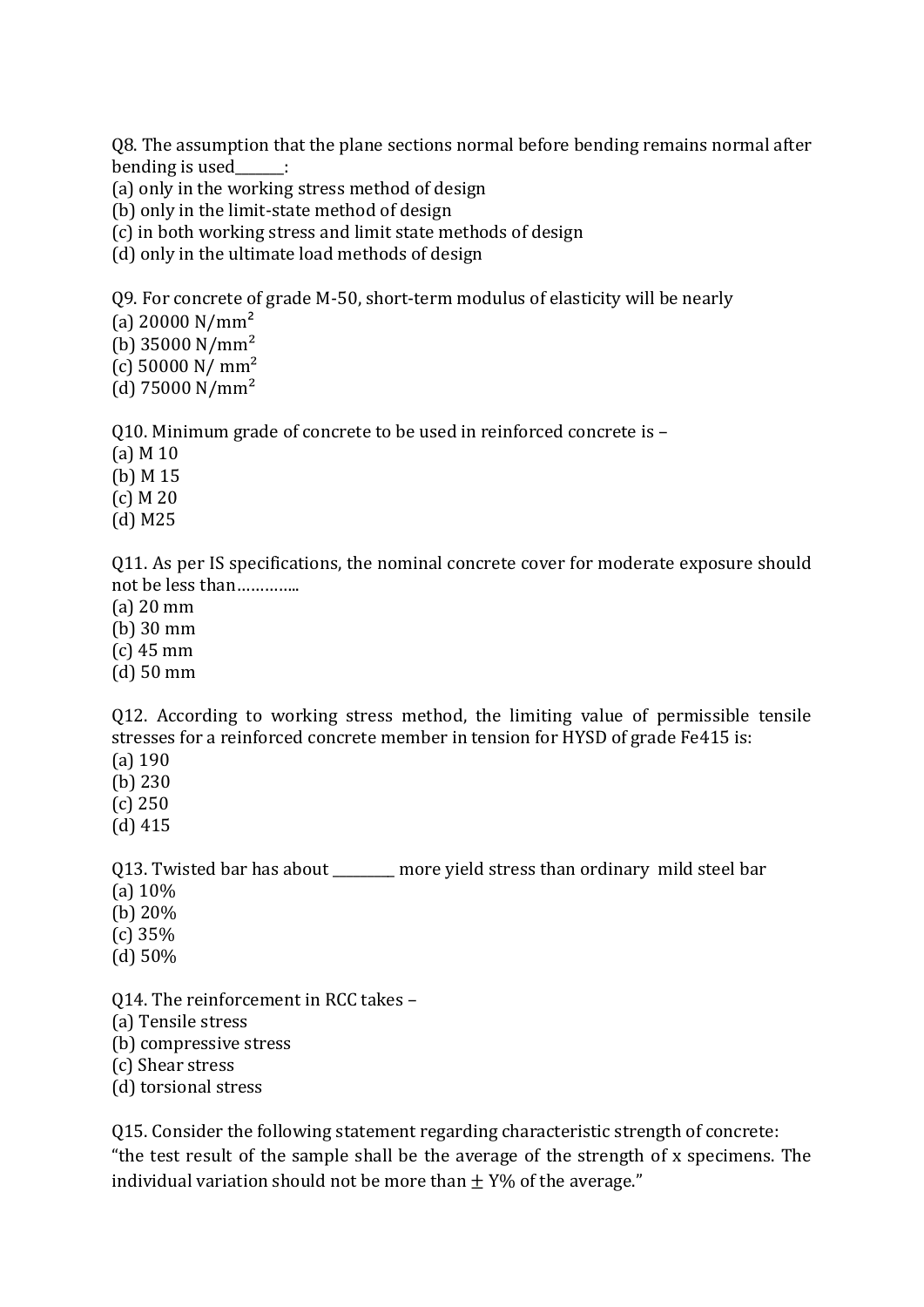Q8. The assumption that the plane sections normal before bending remains normal after bending is used_______:

(a) only in the working stress method of design
(b) only in the limit-state method of design
(c) in both working stress and limit state methods of design
(d) only in the ultimate load methods of design

Q9. For concrete of grade M-50, short-term modulus of elasticity will be nearly

(a) 20000 $N/mm^2$
(b) 35000 $N/mm^2$
(c) 50000 $N/mm^2$
(d) 75000 $N/mm^2$

Q10. Minimum grade of concrete to be used in reinforced concrete is –

(a) M 10
(b) M 15
(c) M 20
(d) M25

Q11. As per IS specifications, the nominal concrete cover for moderate exposure should not be less than…………..

(a) 20 mm
(b) 30 mm
(c) 45 mm
(d) 50 mm

Q12. According to working stress method, the limiting value of permissible tensile stresses for a reinforced concrete member in tension for HYSD of grade Fe415 is:

(a) 190
(b) 230
(c) 250
(d) 415

Q13. Twisted bar has about _________ more yield stress than ordinary mild steel bar

(a) 10%
(b) 20%
(c) 35%
(d) 50%

Q14. The reinforcement in RCC takes –

(a) Tensile stress
(b) compressive stress
(c) Shear stress
(d) torsional stress

Q15. Consider the following statement regarding characteristic strength of concrete:
"the test result of the sample shall be the average of the strength of x specimens. The individual variation should not be more than $\pm$ Y% of the average."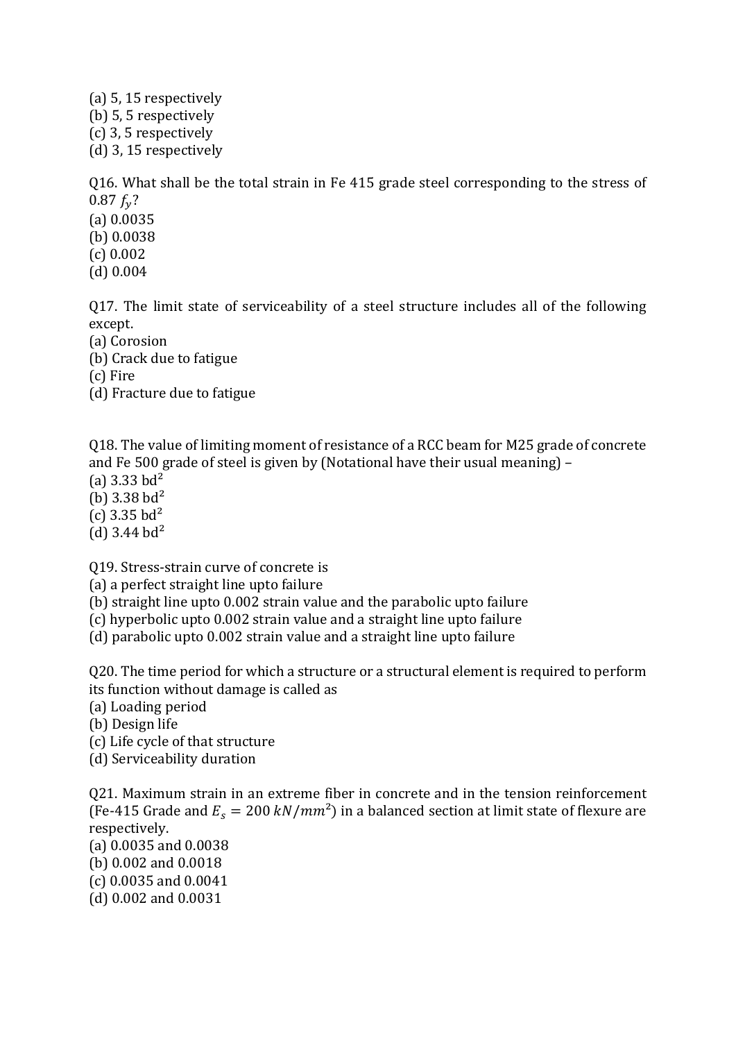(a) 5, 15 respectively
(b) 5, 5 respectively
(c) 3, 5 respectively
(d) 3, 15 respectively

Q16. What shall be the total strain in Fe 415 grade steel corresponding to the stress of 0.87 $f_y$?
(a) 0.0035
(b) 0.0038
(c) 0.002
(d) 0.004

Q17. The limit state of serviceability of a steel structure includes all of the following except.
(a) Corosion
(b) Crack due to fatigue
(c) Fire
(d) Fracture due to fatigue

Q18. The value of limiting moment of resistance of a RCC beam for M25 grade of concrete and Fe 500 grade of steel is given by (Notational have their usual meaning) –
(a) 3.33 bd$^2$
(b) 3.38 bd$^2$
(c) 3.35 bd$^2$
(d) 3.44 bd$^2$

Q19. Stress-strain curve of concrete is
(a) a perfect straight line upto failure
(b) straight line upto 0.002 strain value and the parabolic upto failure
(c) hyperbolic upto 0.002 strain value and a straight line upto failure
(d) parabolic upto 0.002 strain value and a straight line upto failure

Q20. The time period for which a structure or a structural element is required to perform its function without damage is called as
(a) Loading period
(b) Design life
(c) Life cycle of that structure
(d) Serviceability duration

Q21. Maximum strain in an extreme fiber in concrete and in the tension reinforcement (Fe-415 Grade and $E_s = 200\ kN/mm^2$) in a balanced section at limit state of flexure are respectively.
(a) 0.0035 and 0.0038
(b) 0.002 and 0.0018
(c) 0.0035 and 0.0041
(d) 0.002 and 0.0031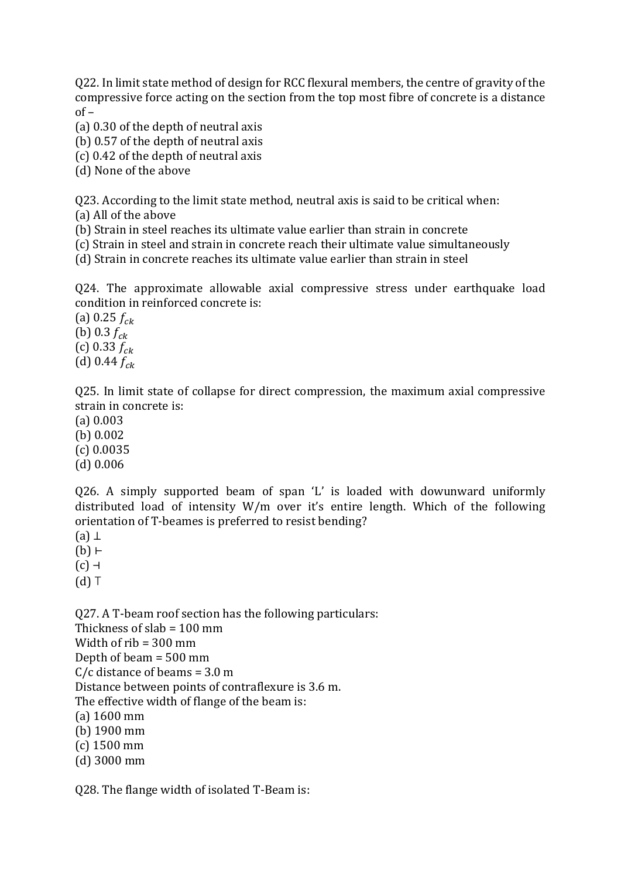Q22. In limit state method of design for RCC flexural members, the centre of gravity of the compressive force acting on the section from the top most fibre of concrete is a distance of –

(a) 0.30 of the depth of neutral axis
(b) 0.57 of the depth of neutral axis
(c) 0.42 of the depth of neutral axis
(d) None of the above

Q23. According to the limit state method, neutral axis is said to be critical when:

(a) All of the above
(b) Strain in steel reaches its ultimate value earlier than strain in concrete
(c) Strain in steel and strain in concrete reach their ultimate value simultaneously
(d) Strain in concrete reaches its ultimate value earlier than strain in steel

Q24. The approximate allowable axial compressive stress under earthquake load condition in reinforced concrete is:

(a) 0.25 $f_{ck}$
(b) 0.3 $f_{ck}$
(c) 0.33 $f_{ck}$
(d) 0.44 $f_{ck}$

Q25. In limit state of collapse for direct compression, the maximum axial compressive strain in concrete is:

(a) 0.003
(b) 0.002
(c) 0.0035
(d) 0.006

Q26. A simply supported beam of span 'L' is loaded with dowunward uniformly distributed load of intensity W/m over it's entire length. Which of the following orientation of T-beames is preferred to resist bending?

(a) ⊥
(b) ⊢
(c) ⊣
(d) ⊤

Q27. A T-beam roof section has the following particulars:

Thickness of slab = 100 mm
Width of rib = 300 mm
Depth of beam = 500 mm
C/c distance of beams = 3.0 m
Distance between points of contraflexure is 3.6 m.
The effective width of flange of the beam is:

(a) 1600 mm
(b) 1900 mm
(c) 1500 mm
(d) 3000 mm

Q28. The flange width of isolated T-Beam is: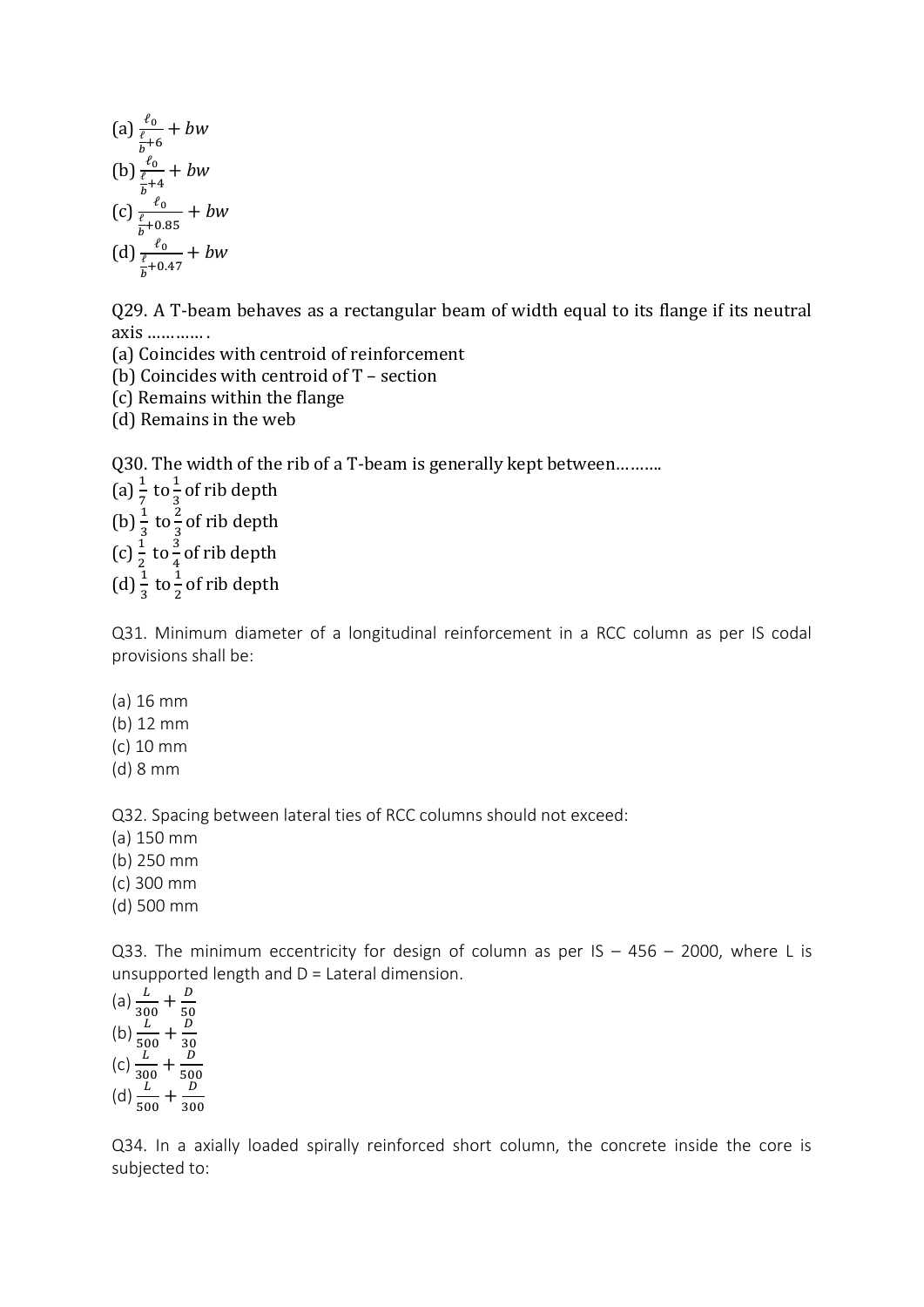(a) $\frac{\ell_0}{\frac{\ell}{b}+6} + bw$

(b) $\frac{\ell_0}{\frac{\ell}{b}+4} + bw$

(c) $\frac{\ell_0}{\frac{\ell}{b}+0.85} + bw$

(d) $\frac{\ell_0}{\frac{\ell}{b}+0.47} + bw$

Q29. A T-beam behaves as a rectangular beam of width equal to its flange if its neutral axis …………

(a) Coincides with centroid of reinforcement
(b) Coincides with centroid of T – section
(c) Remains within the flange
(d) Remains in the web

Q30. The width of the rib of a T-beam is generally kept between……….

(a) $\frac{1}{7}$ to $\frac{1}{3}$ of rib depth
(b) $\frac{1}{3}$ to $\frac{2}{3}$ of rib depth
(c) $\frac{1}{2}$ to $\frac{3}{4}$ of rib depth
(d) $\frac{1}{3}$ to $\frac{1}{2}$ of rib depth

Q31. Minimum diameter of a longitudinal reinforcement in a RCC column as per IS codal provisions shall be:

(a) 16 mm
(b) 12 mm
(c) 10 mm
(d) 8 mm

Q32. Spacing between lateral ties of RCC columns should not exceed:

(a) 150 mm
(b) 250 mm
(c) 300 mm
(d) 500 mm

Q33. The minimum eccentricity for design of column as per IS – 456 – 2000, where L is unsupported length and D = Lateral dimension.

(a) $\frac{L}{300} + \frac{D}{50}$
(b) $\frac{L}{500} + \frac{D}{30}$
(c) $\frac{L}{300} + \frac{D}{500}$
(d) $\frac{L}{500} + \frac{D}{300}$

Q34. In a axially loaded spirally reinforced short column, the concrete inside the core is subjected to: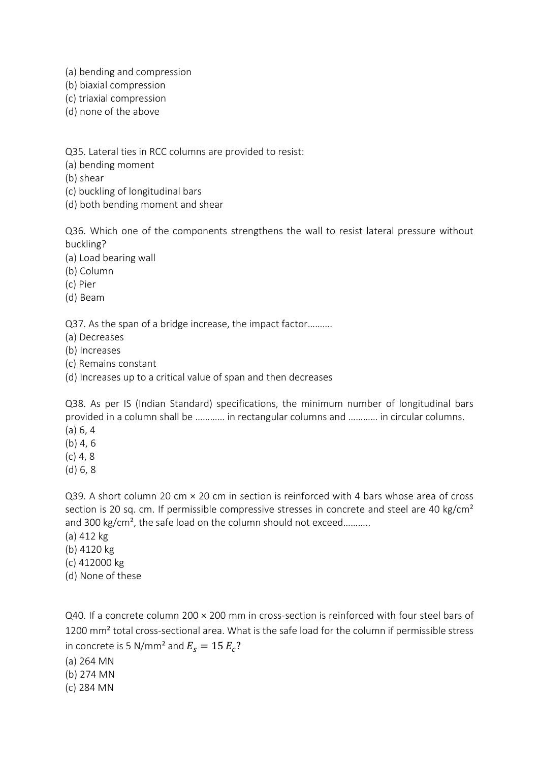(a) bending and compression
(b) biaxial compression
(c) triaxial compression
(d) none of the above

Q35. Lateral ties in RCC columns are provided to resist:
(a) bending moment
(b) shear
(c) buckling of longitudinal bars
(d) both bending moment and shear

Q36. Which one of the components strengthens the wall to resist lateral pressure without buckling?
(a) Load bearing wall
(b) Column
(c) Pier
(d) Beam

Q37. As the span of a bridge increase, the impact factor……….
(a) Decreases
(b) Increases
(c) Remains constant
(d) Increases up to a critical value of span and then decreases

Q38. As per IS (Indian Standard) specifications, the minimum number of longitudinal bars provided in a column shall be ………… in rectangular columns and ………… in circular columns.
(a) 6, 4
(b) 4, 6
(c) 4, 8
(d) 6, 8

Q39. A short column 20 cm × 20 cm in section is reinforced with 4 bars whose area of cross section is 20 sq. cm. If permissible compressive stresses in concrete and steel are 40 kg/cm² and 300 kg/cm², the safe load on the column should not exceed……….
(a) 412 kg
(b) 4120 kg
(c) 412000 kg
(d) None of these

Q40. If a concrete column 200 × 200 mm in cross-section is reinforced with four steel bars of 1200 mm² total cross-sectional area. What is the safe load for the column if permissible stress in concrete is 5 N/mm² and $E_s = 15\,E_c$?
(a) 264 MN
(b) 274 MN
(c) 284 MN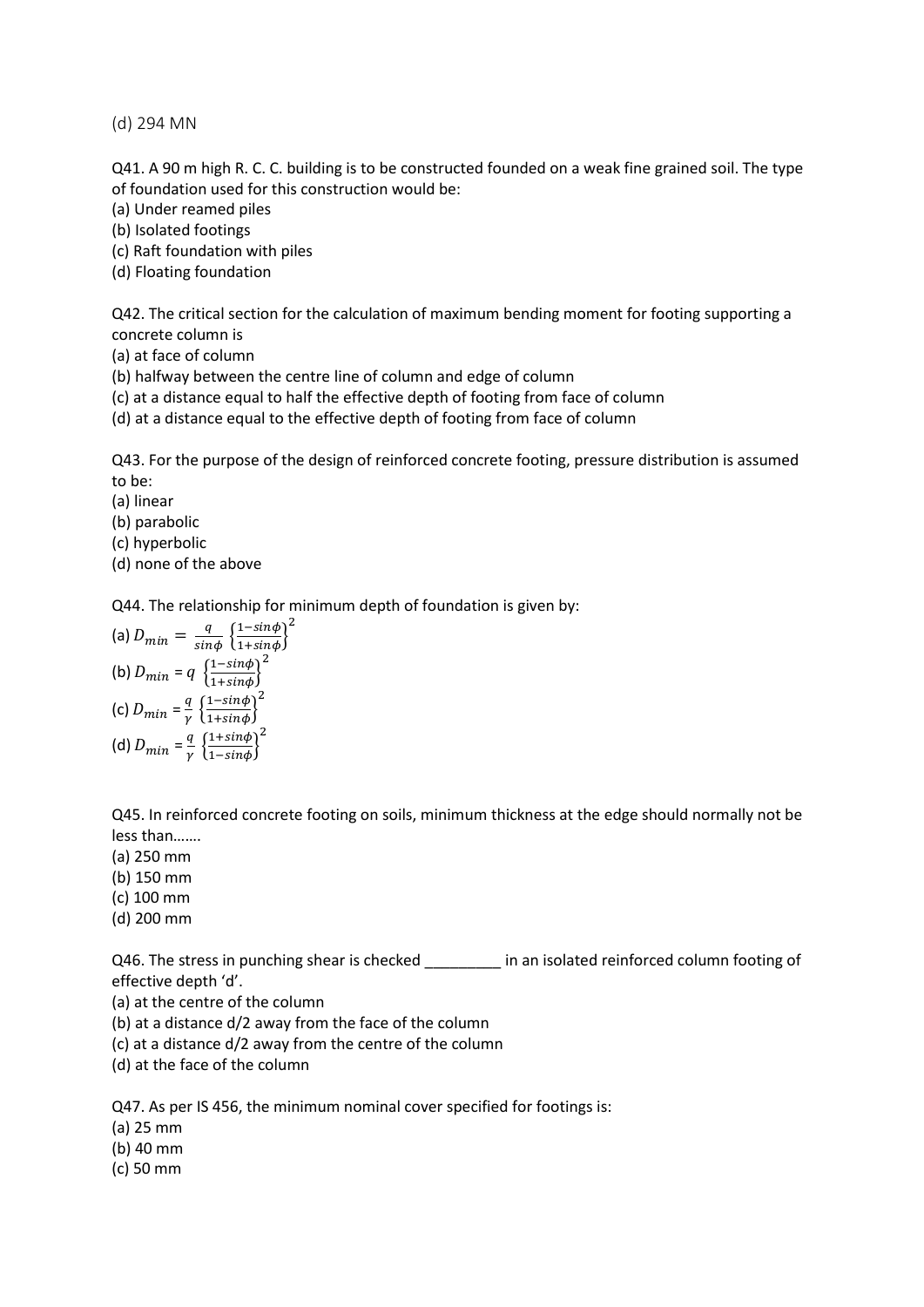(d) 294 MN

Q41. A 90 m high R. C. C. building is to be constructed founded on a weak fine grained soil. The type of foundation used for this construction would be:

(a) Under reamed piles
(b) Isolated footings
(c) Raft foundation with piles
(d) Floating foundation

Q42. The critical section for the calculation of maximum bending moment for footing supporting a concrete column is

(a) at face of column
(b) halfway between the centre line of column and edge of column
(c) at a distance equal to half the effective depth of footing from face of column
(d) at a distance equal to the effective depth of footing from face of column

Q43. For the purpose of the design of reinforced concrete footing, pressure distribution is assumed to be:

(a) linear
(b) parabolic
(c) hyperbolic
(d) none of the above

Q44. The relationship for minimum depth of foundation is given by:

(a) $D_{min} = \frac{q}{sin\phi}\left\{\frac{1-sin\phi}{1+sin\phi}\right\}^2$
(b) $D_{min} = q\left\{\frac{1-sin\phi}{1+sin\phi}\right\}^2$
(c) $D_{min} = \frac{q}{\gamma}\left\{\frac{1-sin\phi}{1+sin\phi}\right\}^2$
(d) $D_{min} = \frac{q}{\gamma}\left\{\frac{1+sin\phi}{1-sin\phi}\right\}^2$

Q45. In reinforced concrete footing on soils, minimum thickness at the edge should normally not be less than…….

(a) 250 mm
(b) 150 mm
(c) 100 mm
(d) 200 mm

Q46. The stress in punching shear is checked _________ in an isolated reinforced column footing of effective depth 'd'.

(a) at the centre of the column
(b) at a distance d/2 away from the face of the column
(c) at a distance d/2 away from the centre of the column
(d) at the face of the column

Q47. As per IS 456, the minimum nominal cover specified for footings is:

(a) 25 mm
(b) 40 mm
(c) 50 mm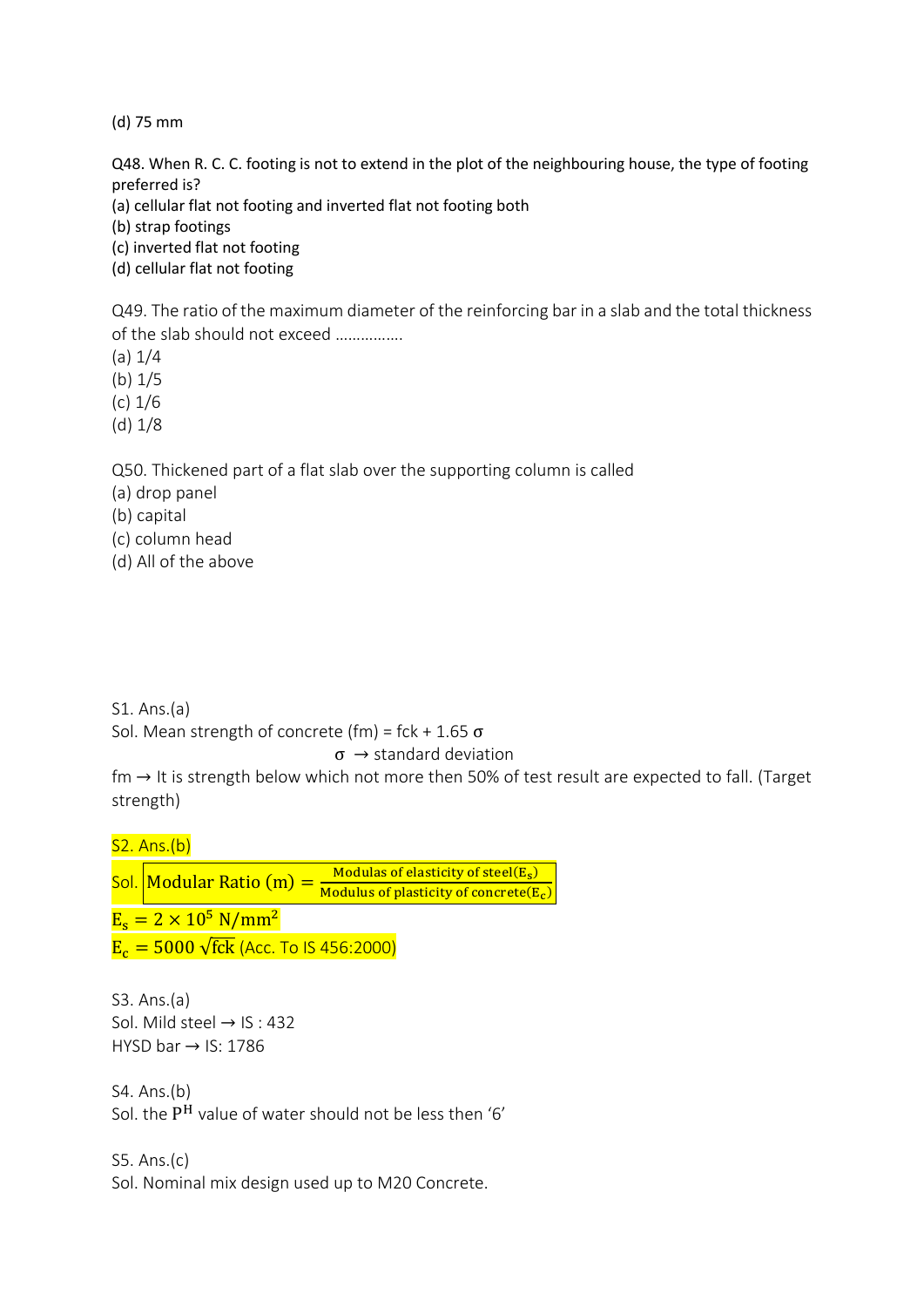(d) 75 mm

Q48. When R. C. C. footing is not to extend in the plot of the neighbouring house, the type of footing preferred is?
(a) cellular flat not footing and inverted flat not footing both
(b) strap footings
(c) inverted flat not footing
(d) cellular flat not footing

Q49. The ratio of the maximum diameter of the reinforcing bar in a slab and the total thickness of the slab should not exceed …………….
(a) 1/4
(b) 1/5
(c) 1/6
(d) 1/8

Q50. Thickened part of a flat slab over the supporting column is called
(a) drop panel
(b) capital
(c) column head
(d) All of the above

S1. Ans.(a)
Sol. Mean strength of concrete (fm) = fck + 1.65 σ
σ → standard deviation
fm → It is strength below which not more then 50% of test result are expected to fall. (Target strength)

S2. Ans.(b)
Sol. $\text{Modular Ratio (m)} = \frac{\text{Modulas of elasticity of steel}(E_s)}{\text{Modulus of plasticity of concrete}(E_c)}$
$E_s = 2 \times 10^5 \text{ N/mm}^2$
$E_c = 5000\sqrt{\text{fck}}$ (Acc. To IS 456:2000)

S3. Ans.(a)
Sol. Mild steel → IS : 432
HYSD bar → IS: 1786

S4. Ans.(b)
Sol. the $P^H$ value of water should not be less then '6'

S5. Ans.(c)
Sol. Nominal mix design used up to M20 Concrete.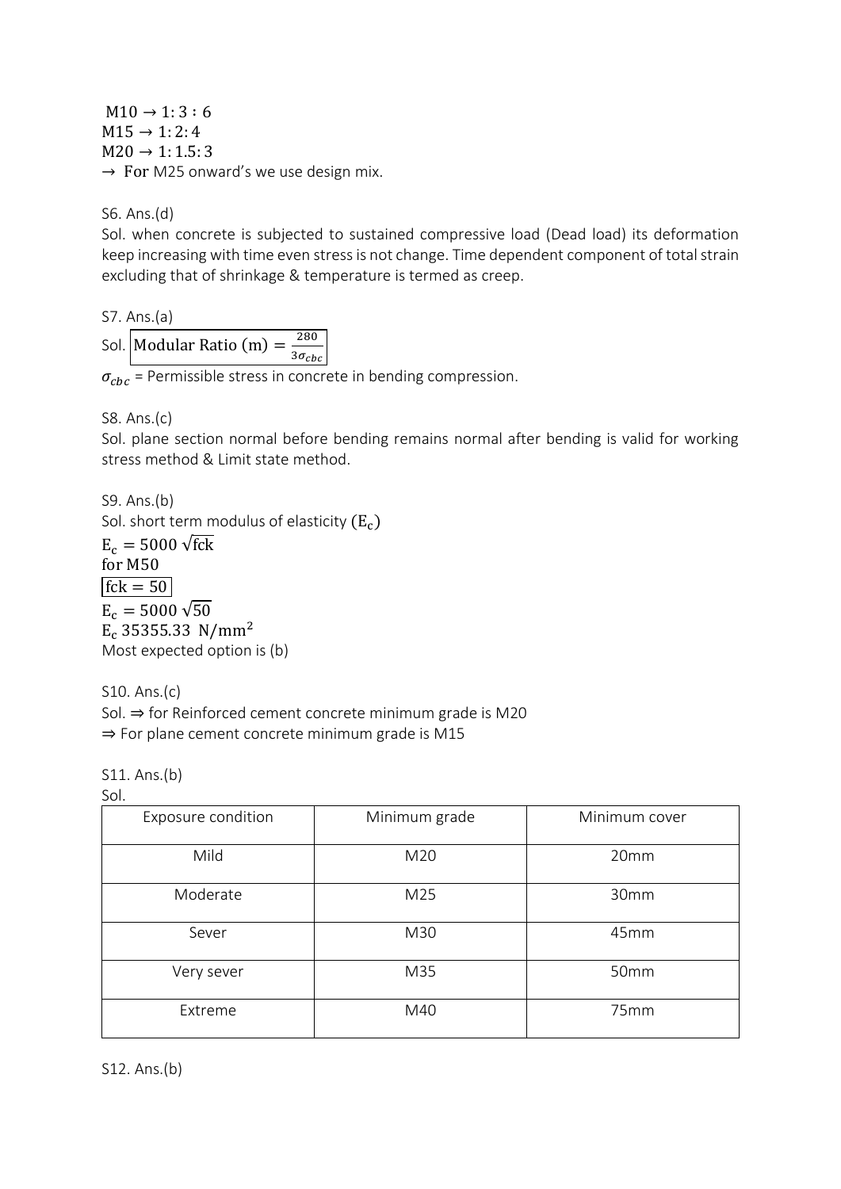$M10 \rightarrow 1:3:6$
$M15 \rightarrow 1:2:4$
$M20 \rightarrow 1:1.5:3$
$\rightarrow$ For M25 onward's we use design mix.

S6. Ans.(d)
Sol. when concrete is subjected to sustained compressive load (Dead load) its deformation keep increasing with time even stress is not change. Time dependent component of total strain excluding that of shrinkage & temperature is termed as creep.

S7. Ans.(a)
Sol. $\boxed{\text{Modular Ratio (m)} = \frac{280}{3\sigma_{cbc}}}$
$\sigma_{cbc}$ = Permissible stress in concrete in bending compression.

S8. Ans.(c)
Sol. plane section normal before bending remains normal after bending is valid for working stress method & Limit state method.

S9. Ans.(b)
Sol. short term modulus of elasticity $(E_c)$
$E_c = 5000\sqrt{\text{fck}}$
for M50
$\boxed{\text{fck} = 50}$
$E_c = 5000\sqrt{50}$
$E_c$ 35355.33 $N/mm^2$
Most expected option is (b)

S10. Ans.(c)
Sol. ⇒ for Reinforced cement concrete minimum grade is M20
⇒ For plane cement concrete minimum grade is M15

S11. Ans.(b)
Sol.

| Exposure condition | Minimum grade | Minimum cover |
|---|---|---|
| Mild | M20 | 20mm |
| Moderate | M25 | 30mm |
| Sever | M30 | 45mm |
| Very sever | M35 | 50mm |
| Extreme | M40 | 75mm |

S12. Ans.(b)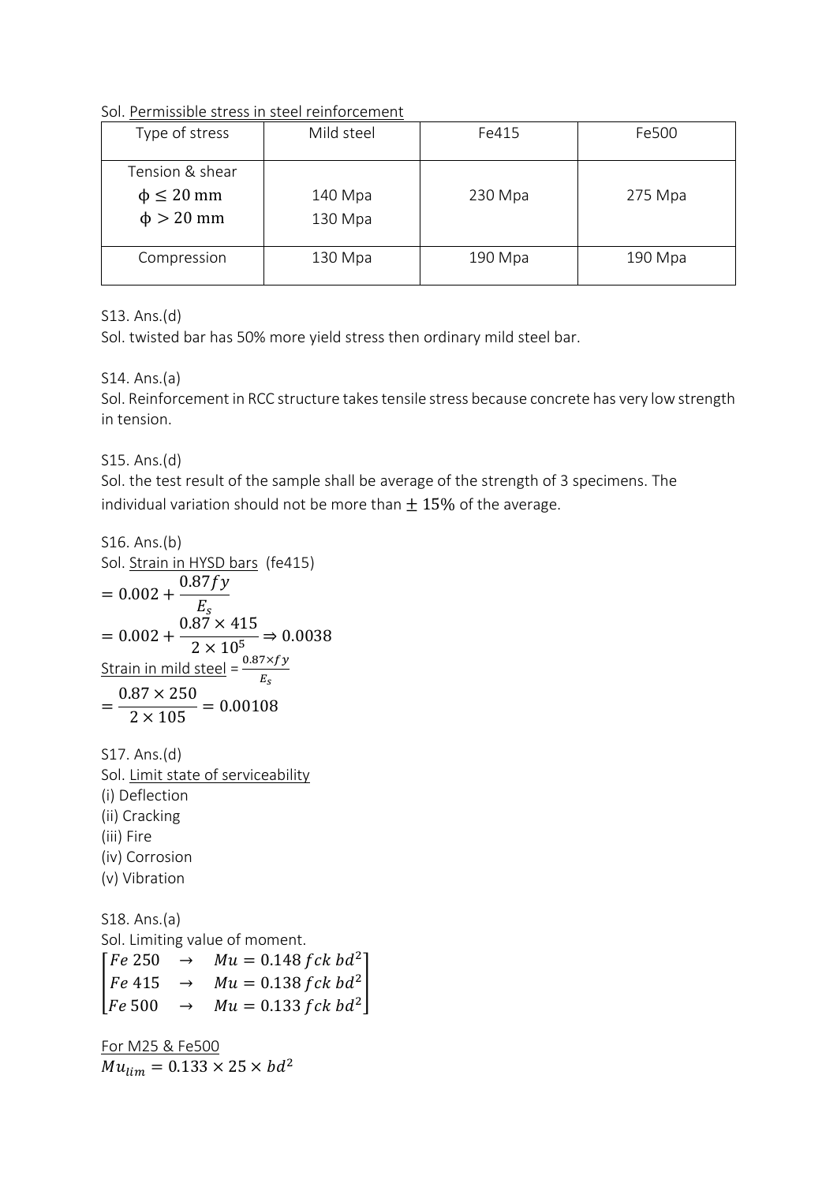Sol. <u>Permissible stress in steel reinforcement</u>

| Type of stress | Mild steel | Fe415 | Fe500 |
|---|---|---|---|
| Tension & shear<br>$\phi \leq 20$ mm<br>$\phi > 20$ mm | <br>140 Mpa<br>130 Mpa | 230 Mpa | 275 Mpa |
| Compression | 130 Mpa | 190 Mpa | 190 Mpa |

S13. Ans.(d)

Sol. twisted bar has 50% more yield stress then ordinary mild steel bar.

S14. Ans.(a)

Sol. Reinforcement in RCC structure takes tensile stress because concrete has very low strength in tension.

S15. Ans.(d)

Sol. the test result of the sample shall be average of the strength of 3 specimens. The individual variation should not be more than $\pm 15\%$ of the average.

S16. Ans.(b)

Sol. <u>Strain in HYSD bars</u> (fe415)

$$= 0.002 + \frac{0.87fy}{E_s}$$

$$= 0.002 + \frac{0.87 \times 415}{2 \times 10^5} \Rightarrow 0.0038$$

<u>Strain in mild steel</u> = $\frac{0.87 \times fy}{E_s}$

$$= \frac{0.87 \times 250}{2 \times 105} = 0.00108$$

S17. Ans.(d)

Sol. <u>Limit state of serviceability</u>

(i) Deflection
(ii) Cracking
(iii) Fire
(iv) Corrosion
(v) Vibration

S18. Ans.(a)

Sol. Limiting value of moment.

$$\begin{bmatrix} Fe\ 250 & \rightarrow & Mu = 0.148\, fck\, bd^2 \\ Fe\ 415 & \rightarrow & Mu = 0.138\, fck\, bd^2 \\ Fe\ 500 & \rightarrow & Mu = 0.133\, fck\, bd^2 \end{bmatrix}$$

<u>For M25 & Fe500</u>

$Mu_{lim} = 0.133 \times 25 \times bd^2$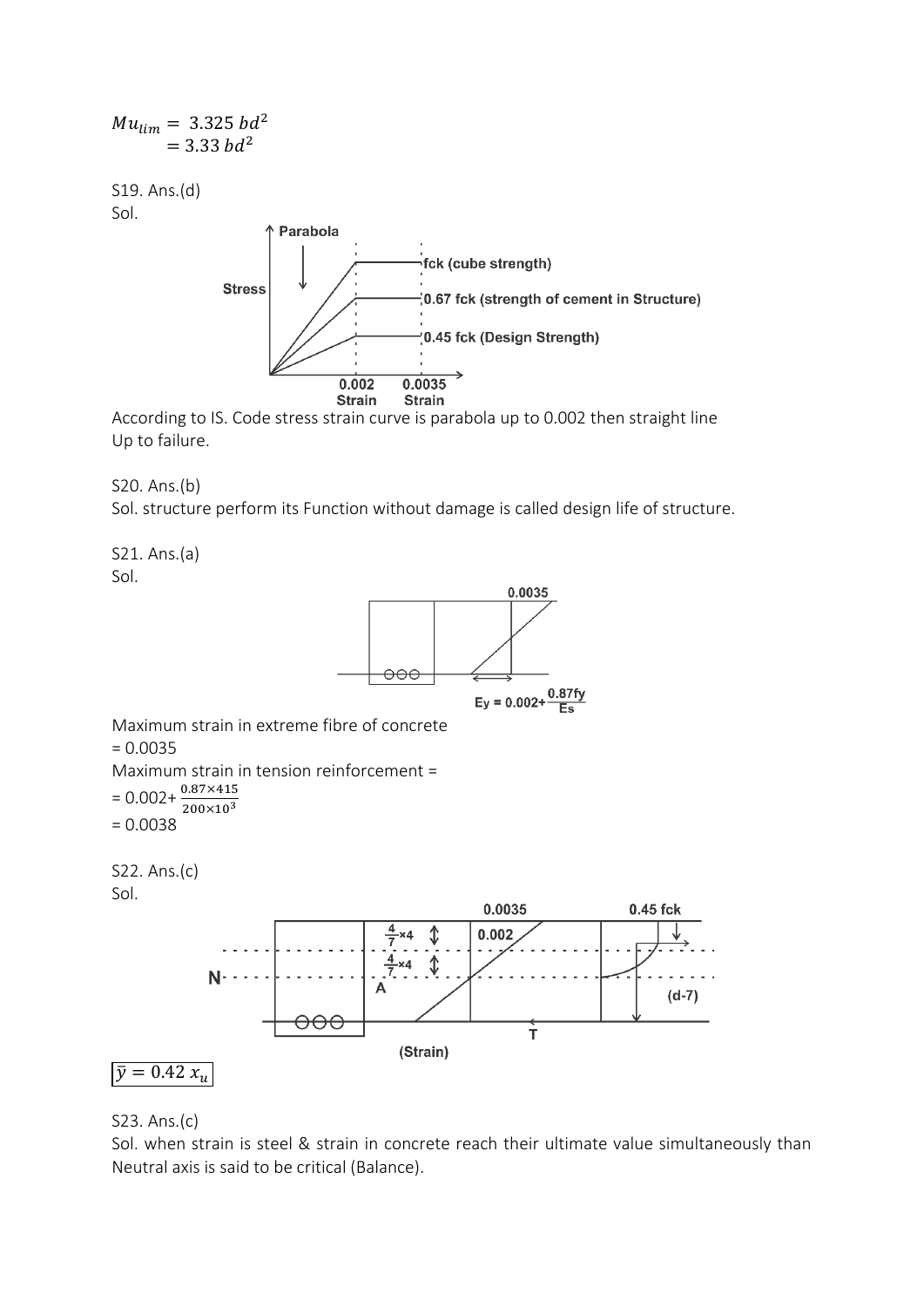$$Mu_{lim} = 3.325\ bd^2$$
$$= 3.33\ bd^2$$

S19. Ans.(d)

Sol.

According to IS. Code stress strain curve is parabola up to 0.002 then straight line Up to failure.

S20. Ans.(b)

Sol. structure perform its Function without damage is called design life of structure.

S21. Ans.(a)

Sol.

Maximum strain in extreme fibre of concrete

= 0.0035

Maximum strain in tension reinforcement =

$= 0.002 + \frac{0.87 \times 415}{200 \times 10^3}$

= 0.0038

S22. Ans.(c)

Sol.

$$\boxed{\bar{y} = 0.42\ x_u}$$

S23. Ans.(c)

Sol. when strain is steel & strain in concrete reach their ultimate value simultaneously than Neutral axis is said to be critical (Balance).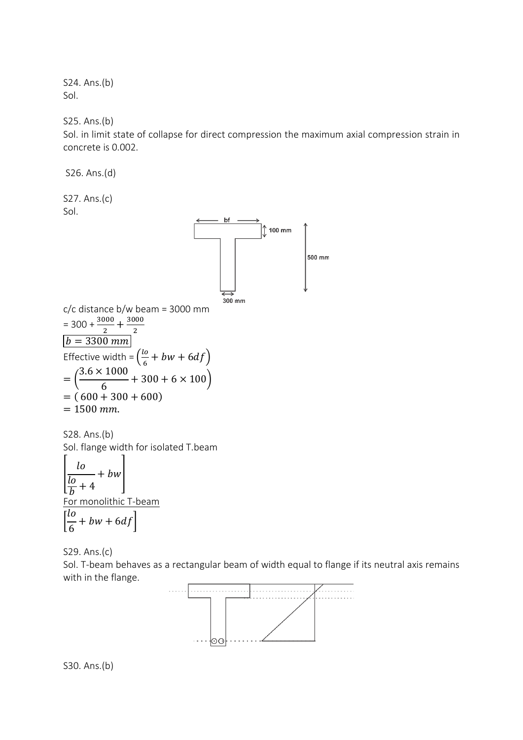S24. Ans.(b)
Sol.

S25. Ans.(b)
Sol. in limit state of collapse for direct compression the maximum axial compression strain in concrete is 0.002.

S26. Ans.(d)

S27. Ans.(c)
Sol.

c/c distance b/w beam = 3000 mm

$= 300 + \frac{3000}{2} + \frac{3000}{2}$

$\boxed{b = 3300\ mm}$

Effective width = $\left(\frac{lo}{6} + bw + 6df\right)$

$= \left(\frac{3.6 \times 1000}{6} + 300 + 6 \times 100\right)$

$= (600 + 300 + 600)$

$= 1500\ mm.$

S28. Ans.(b)
Sol. flange width for isolated T.beam

$$\left[\frac{lo}{\frac{lo}{b} + 4} + bw\right]$$

For monolithic T-beam

$$\left[\frac{lo}{6} + bw + 6df\right]$$

S29. Ans.(c)
Sol. T-beam behaves as a rectangular beam of width equal to flange if its neutral axis remains with in the flange.

S30. Ans.(b)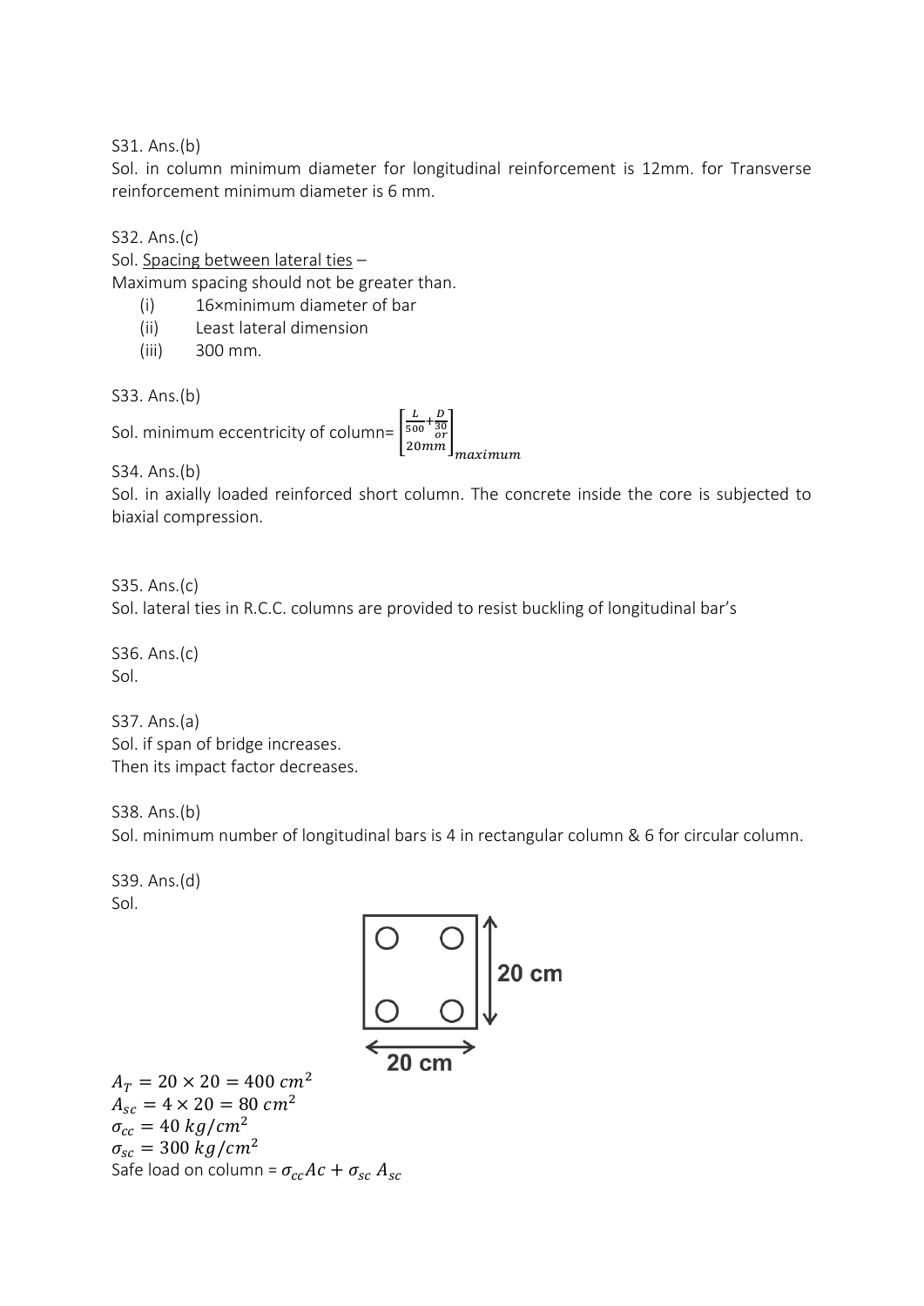S31. Ans.(b)

Sol. in column minimum diameter for longitudinal reinforcement is 12mm. for Transverse reinforcement minimum diameter is 6 mm.

S32. Ans.(c)

Sol. Spacing between lateral ties –

Maximum spacing should not be greater than.

(i) 16×minimum diameter of bar

(ii) Least lateral dimension

(iii) 300 mm.

S33. Ans.(b)

Sol. minimum eccentricity of column= $\begin{bmatrix} \frac{L}{500}+\frac{D}{30} \\ or \\ 20mm \end{bmatrix}_{maximum}$

S34. Ans.(b)

Sol. in axially loaded reinforced short column. The concrete inside the core is subjected to biaxial compression.

S35. Ans.(c)

Sol. lateral ties in R.C.C. columns are provided to resist buckling of longitudinal bar's

S36. Ans.(c)

Sol.

S37. Ans.(a)

Sol. if span of bridge increases.

Then its impact factor decreases.

S38. Ans.(b)

Sol. minimum number of longitudinal bars is 4 in rectangular column & 6 for circular column.

S39. Ans.(d)

Sol.

20 cm

20 cm

$A_T = 20 \times 20 = 400\ cm^2$

$A_{sc} = 4 \times 20 = 80\ cm^2$

$\sigma_{cc} = 40\ kg/cm^2$

$\sigma_{sc} = 300\ kg/cm^2$

Safe load on column = $\sigma_{cc}Ac + \sigma_{sc}\ A_{sc}$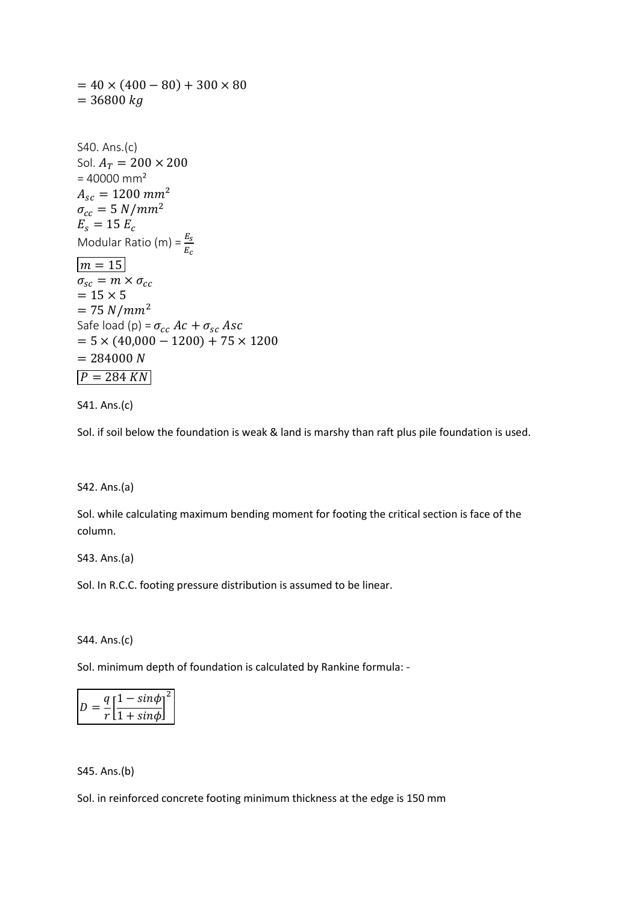$= 40 \times (400 - 80) + 300 \times 80$
$= 36800\ kg$

S40. Ans.(c)
Sol. $A_T = 200 \times 200$
= 40000 mm²
$A_{sc} = 1200\ mm^2$
$\sigma_{cc} = 5\ N/mm^2$
$E_s = 15\ E_c$
Modular Ratio (m) = $\frac{E_s}{E_c}$
$\boxed{m = 15}$
$\sigma_{sc} = m \times \sigma_{cc}$
$= 15 \times 5$
$= 75\ N/mm^2$
Safe load (p) = $\sigma_{cc}\ Ac + \sigma_{sc}\ Asc$
$= 5 \times (40{,}000 - 1200) + 75 \times 1200$
$= 284000\ N$
$\boxed{P = 284\ KN}$

S41. Ans.(c)

Sol. if soil below the foundation is weak & land is marshy than raft plus pile foundation is used.

S42. Ans.(a)

Sol. while calculating maximum bending moment for footing the critical section is face of the column.

S43. Ans.(a)

Sol. In R.C.C. footing pressure distribution is assumed to be linear.

S44. Ans.(c)

Sol. minimum depth of foundation is calculated by Rankine formula: -

$$\boxed{D = \frac{q}{r}\left[\frac{1 - sin\phi}{1 + sin\phi}\right]^2}$$

S45. Ans.(b)

Sol. in reinforced concrete footing minimum thickness at the edge is 150 mm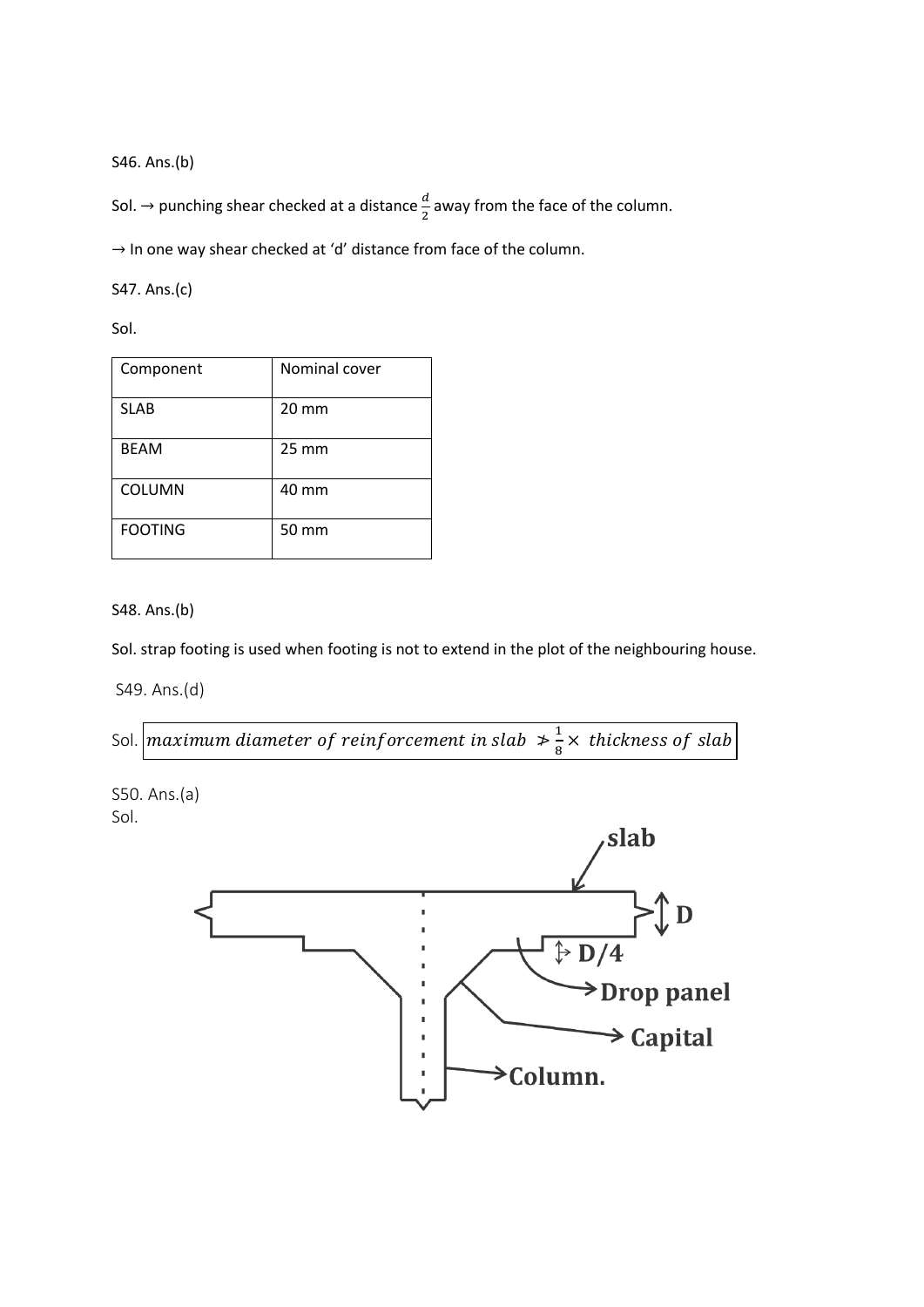S46. Ans.(b)

Sol. → punching shear checked at a distance $\frac{d}{2}$ away from the face of the column.

→ In one way shear checked at 'd' distance from face of the column.

S47. Ans.(c)

Sol.

| Component | Nominal cover |
|---|---|
| SLAB | 20 mm |
| BEAM | 25 mm |
| COLUMN | 40 mm |
| FOOTING | 50 mm |

S48. Ans.(b)

Sol. strap footing is used when footing is not to extend in the plot of the neighbouring house.

S49. Ans.(d)

Sol. $\boxed{maximum\ diameter\ of\ reinforcement\ in\ slab\ \ngtr \frac{1}{8} \times\ thickness\ of\ slab}$

S50. Ans.(a)

Sol.

slab

D

D/4

Drop panel

Capital

Column.